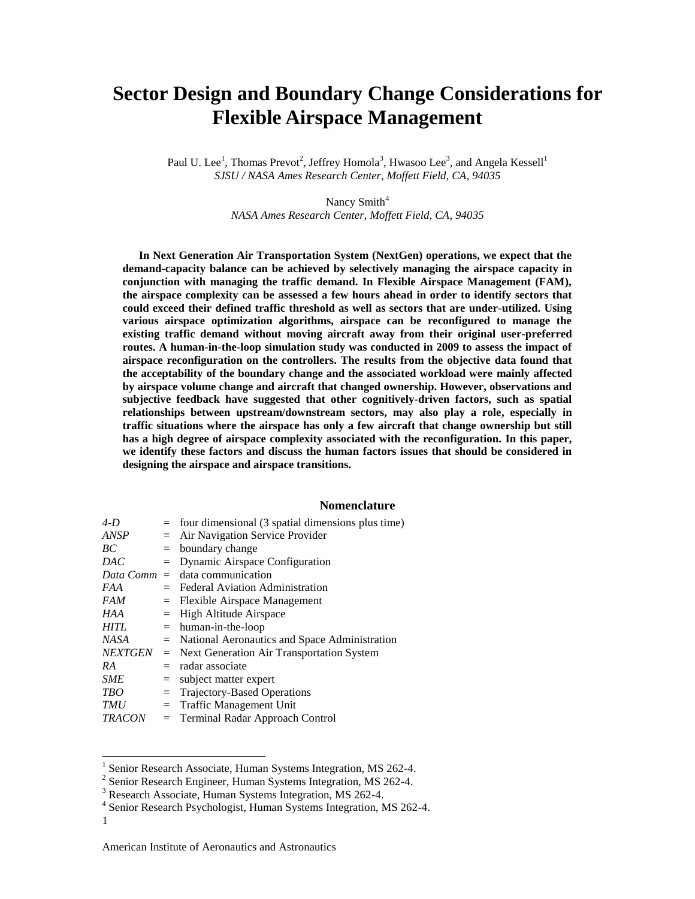# Sector Design and Boundary Change Considerations for Flexible Airspace Management

Paul U. Lee[1], Thomas Prevot[2], Jeffrey Homola[3], Hwasoo Lee[3], and Angela Kessell[1]
*SJSU / NASA Ames Research Center, Moffett Field, CA, 94035*

Nancy Smith[4]
*NASA Ames Research Center, Moffett Field, CA, 94035*

**In Next Generation Air Transportation System (NextGen) operations, we expect that the demand-capacity balance can be achieved by selectively managing the airspace capacity in conjunction with managing the traffic demand. In Flexible Airspace Management (FAM), the airspace complexity can be assessed a few hours ahead in order to identify sectors that could exceed their defined traffic threshold as well as sectors that are under-utilized. Using various airspace optimization algorithms, airspace can be reconfigured to manage the existing traffic demand without moving aircraft away from their original user-preferred routes. A human-in-the-loop simulation study was conducted in 2009 to assess the impact of airspace reconfiguration on the controllers. The results from the objective data found that the acceptability of the boundary change and the associated workload were mainly affected by airspace volume change and aircraft that changed ownership. However, observations and subjective feedback have suggested that other cognitively-driven factors, such as spatial relationships between upstream/downstream sectors, may also play a role, especially in traffic situations where the airspace has only a few aircraft that change ownership but still has a high degree of airspace complexity associated with the reconfiguration. In this paper, we identify these factors and discuss the human factors issues that should be considered in designing the airspace and airspace transitions.**

## Nomenclature

| | | |
|---|---|---|
| *4-D* | = | four dimensional (3 spatial dimensions plus time) |
| *ANSP* | = | Air Navigation Service Provider |
| *BC* | = | boundary change |
| *DAC* | = | Dynamic Airspace Configuration |
| *Data Comm* | = | data communication |
| *FAA* | = | Federal Aviation Administration |
| *FAM* | = | Flexible Airspace Management |
| *HAA* | = | High Altitude Airspace |
| *HITL* | = | human-in-the-loop |
| *NASA* | = | National Aeronautics and Space Administration |
| *NEXTGEN* | = | Next Generation Air Transportation System |
| *RA* | = | radar associate |
| *SME* | = | subject matter expert |
| *TBO* | = | Trajectory-Based Operations |
| *TMU* | = | Traffic Management Unit |
| *TRACON* | = | Terminal Radar Approach Control |

[1] Senior Research Associate, Human Systems Integration, MS 262-4.
[2] Senior Research Engineer, Human Systems Integration, MS 262-4.
[3] Research Associate, Human Systems Integration, MS 262-4.
[4] Senior Research Psychologist, Human Systems Integration, MS 262-4.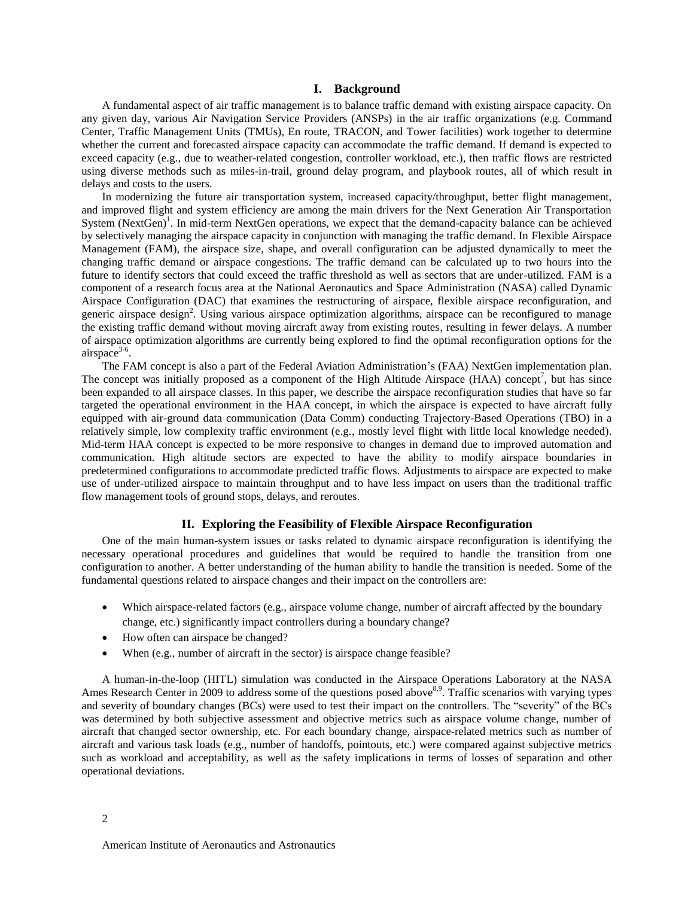## I. Background

A fundamental aspect of air traffic management is to balance traffic demand with existing airspace capacity. On any given day, various Air Navigation Service Providers (ANSPs) in the air traffic organizations (e.g. Command Center, Traffic Management Units (TMUs), En route, TRACON, and Tower facilities) work together to determine whether the current and forecasted airspace capacity can accommodate the traffic demand. If demand is expected to exceed capacity (e.g., due to weather-related congestion, controller workload, etc.), then traffic flows are restricted using diverse methods such as miles-in-trail, ground delay program, and playbook routes, all of which result in delays and costs to the users.

In modernizing the future air transportation system, increased capacity/throughput, better flight management, and improved flight and system efficiency are among the main drivers for the Next Generation Air Transportation System (NextGen)[1]. In mid-term NextGen operations, we expect that the demand-capacity balance can be achieved by selectively managing the airspace capacity in conjunction with managing the traffic demand. In Flexible Airspace Management (FAM), the airspace size, shape, and overall configuration can be adjusted dynamically to meet the changing traffic demand or airspace congestions. The traffic demand can be calculated up to two hours into the future to identify sectors that could exceed the traffic threshold as well as sectors that are under-utilized. FAM is a component of a research focus area at the National Aeronautics and Space Administration (NASA) called Dynamic Airspace Configuration (DAC) that examines the restructuring of airspace, flexible airspace reconfiguration, and generic airspace design[2]. Using various airspace optimization algorithms, airspace can be reconfigured to manage the existing traffic demand without moving aircraft away from existing routes, resulting in fewer delays. A number of airspace optimization algorithms are currently being explored to find the optimal reconfiguration options for the airspace[3-6].

The FAM concept is also a part of the Federal Aviation Administration's (FAA) NextGen implementation plan. The concept was initially proposed as a component of the High Altitude Airspace (HAA) concept[7], but has since been expanded to all airspace classes. In this paper, we describe the airspace reconfiguration studies that have so far targeted the operational environment in the HAA concept, in which the airspace is expected to have aircraft fully equipped with air-ground data communication (Data Comm) conducting Trajectory-Based Operations (TBO) in a relatively simple, low complexity traffic environment (e.g., mostly level flight with little local knowledge needed). Mid-term HAA concept is expected to be more responsive to changes in demand due to improved automation and communication. High altitude sectors are expected to have the ability to modify airspace boundaries in predetermined configurations to accommodate predicted traffic flows. Adjustments to airspace are expected to make use of under-utilized airspace to maintain throughput and to have less impact on users than the traditional traffic flow management tools of ground stops, delays, and reroutes.

## II. Exploring the Feasibility of Flexible Airspace Reconfiguration

One of the main human-system issues or tasks related to dynamic airspace reconfiguration is identifying the necessary operational procedures and guidelines that would be required to handle the transition from one configuration to another. A better understanding of the human ability to handle the transition is needed. Some of the fundamental questions related to airspace changes and their impact on the controllers are:

- Which airspace-related factors (e.g., airspace volume change, number of aircraft affected by the boundary change, etc.) significantly impact controllers during a boundary change?
- How often can airspace be changed?
- When (e.g., number of aircraft in the sector) is airspace change feasible?

A human-in-the-loop (HITL) simulation was conducted in the Airspace Operations Laboratory at the NASA Ames Research Center in 2009 to address some of the questions posed above[8,9]. Traffic scenarios with varying types and severity of boundary changes (BCs) were used to test their impact on the controllers. The "severity" of the BCs was determined by both subjective assessment and objective metrics such as airspace volume change, number of aircraft that changed sector ownership, etc. For each boundary change, airspace-related metrics such as number of aircraft and various task loads (e.g., number of handoffs, pointouts, etc.) were compared against subjective metrics such as workload and acceptability, as well as the safety implications in terms of losses of separation and other operational deviations.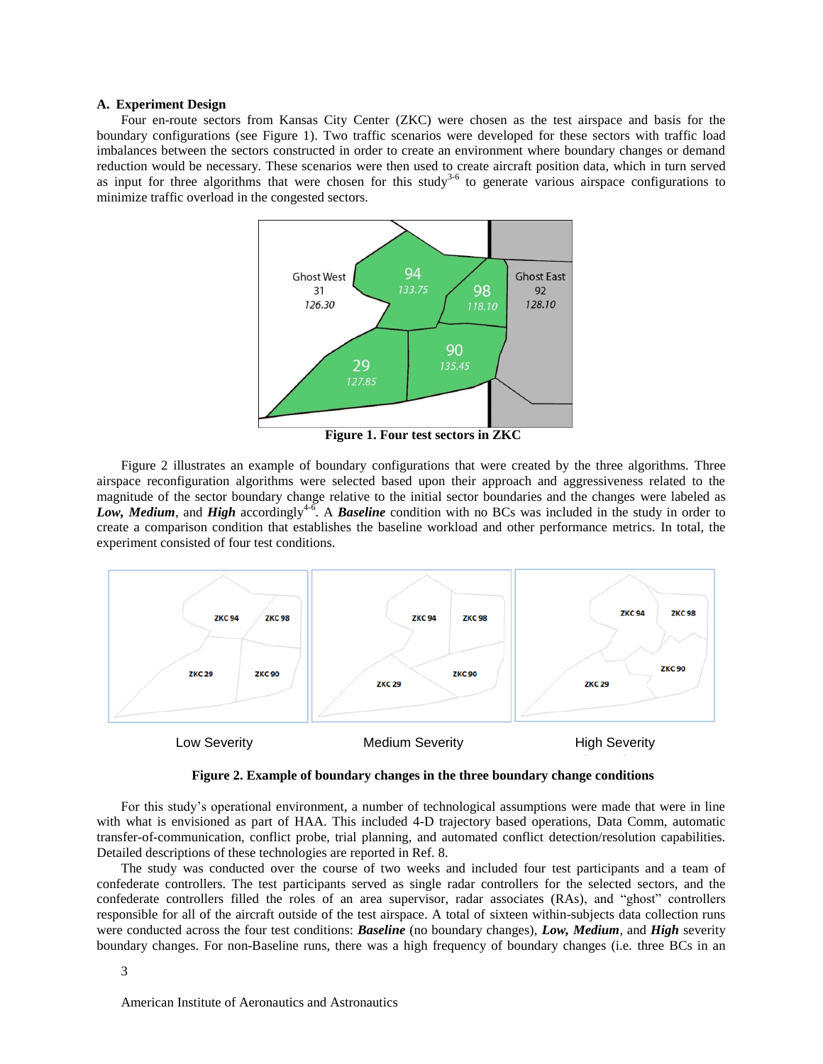### A. Experiment Design

Four en-route sectors from Kansas City Center (ZKC) were chosen as the test airspace and basis for the boundary configurations (see Figure 1). Two traffic scenarios were developed for these sectors with traffic load imbalances between the sectors constructed in order to create an environment where boundary changes or demand reduction would be necessary. These scenarios were then used to create aircraft position data, which in turn served as input for three algorithms that were chosen for this study[3-6] to generate various airspace configurations to minimize traffic overload in the congested sectors.

**Figure 1. Four test sectors in ZKC**

Figure 2 illustrates an example of boundary configurations that were created by the three algorithms. Three airspace reconfiguration algorithms were selected based upon their approach and aggressiveness related to the magnitude of the sector boundary change relative to the initial sector boundaries and the changes were labeled as ***Low, Medium***, and ***High*** accordingly[4-6]. A ***Baseline*** condition with no BCs was included in the study in order to create a comparison condition that establishes the baseline workload and other performance metrics. In total, the experiment consisted of four test conditions.

**Figure 2. Example of boundary changes in the three boundary change conditions**

For this study's operational environment, a number of technological assumptions were made that were in line with what is envisioned as part of HAA. This included 4-D trajectory based operations, Data Comm, automatic transfer-of-communication, conflict probe, trial planning, and automated conflict detection/resolution capabilities. Detailed descriptions of these technologies are reported in Ref. 8.

The study was conducted over the course of two weeks and included four test participants and a team of confederate controllers. The test participants served as single radar controllers for the selected sectors, and the confederate controllers filled the roles of an area supervisor, radar associates (RAs), and "ghost" controllers responsible for all of the aircraft outside of the test airspace. A total of sixteen within-subjects data collection runs were conducted across the four test conditions: ***Baseline*** (no boundary changes), ***Low, Medium***, and ***High*** severity boundary changes. For non-Baseline runs, there was a high frequency of boundary changes (i.e. three BCs in an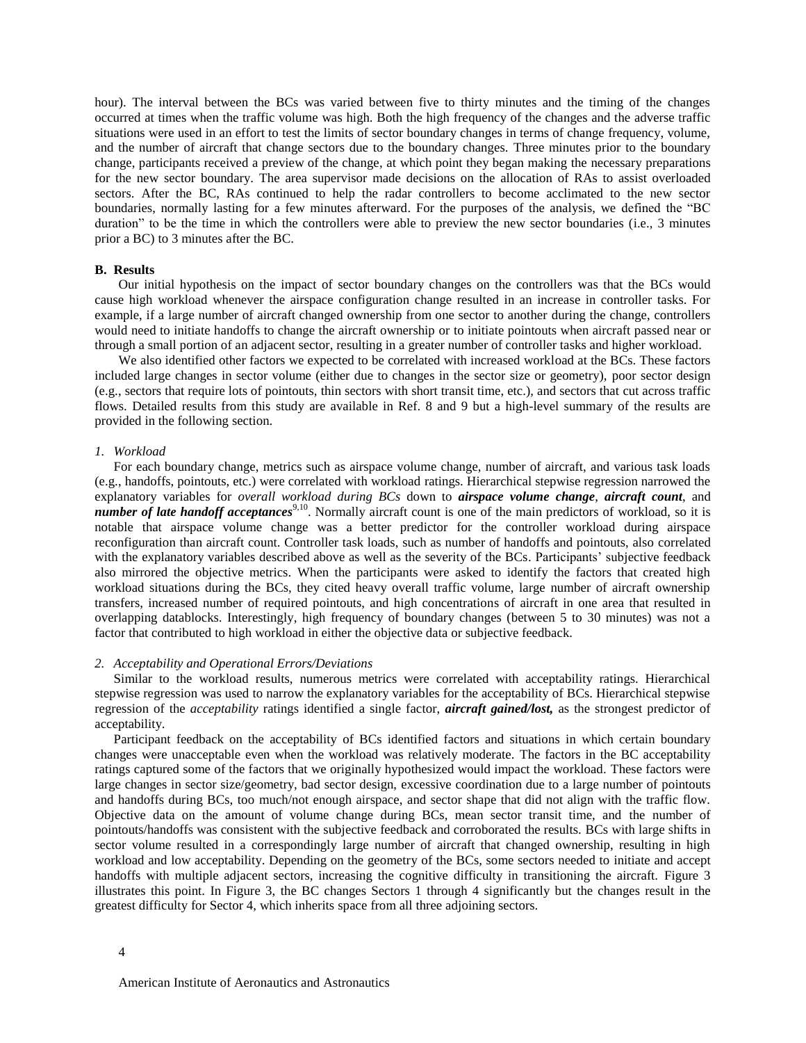hour). The interval between the BCs was varied between five to thirty minutes and the timing of the changes occurred at times when the traffic volume was high. Both the high frequency of the changes and the adverse traffic situations were used in an effort to test the limits of sector boundary changes in terms of change frequency, volume, and the number of aircraft that change sectors due to the boundary changes. Three minutes prior to the boundary change, participants received a preview of the change, at which point they began making the necessary preparations for the new sector boundary. The area supervisor made decisions on the allocation of RAs to assist overloaded sectors. After the BC, RAs continued to help the radar controllers to become acclimated to the new sector boundaries, normally lasting for a few minutes afterward. For the purposes of the analysis, we defined the "BC duration" to be the time in which the controllers were able to preview the new sector boundaries (i.e., 3 minutes prior a BC) to 3 minutes after the BC.

### B. Results

Our initial hypothesis on the impact of sector boundary changes on the controllers was that the BCs would cause high workload whenever the airspace configuration change resulted in an increase in controller tasks. For example, if a large number of aircraft changed ownership from one sector to another during the change, controllers would need to initiate handoffs to change the aircraft ownership or to initiate pointouts when aircraft passed near or through a small portion of an adjacent sector, resulting in a greater number of controller tasks and higher workload.

We also identified other factors we expected to be correlated with increased workload at the BCs. These factors included large changes in sector volume (either due to changes in the sector size or geometry), poor sector design (e.g., sectors that require lots of pointouts, thin sectors with short transit time, etc.), and sectors that cut across traffic flows. Detailed results from this study are available in Ref. 8 and 9 but a high-level summary of the results are provided in the following section.

#### *1. Workload*

For each boundary change, metrics such as airspace volume change, number of aircraft, and various task loads (e.g., handoffs, pointouts, etc.) were correlated with workload ratings. Hierarchical stepwise regression narrowed the explanatory variables for *overall workload during BCs* down to ***airspace volume change***, ***aircraft count***, and ***number of late handoff acceptances***[9,10]. Normally aircraft count is one of the main predictors of workload, so it is notable that airspace volume change was a better predictor for the controller workload during airspace reconfiguration than aircraft count. Controller task loads, such as number of handoffs and pointouts, also correlated with the explanatory variables described above as well as the severity of the BCs. Participants' subjective feedback also mirrored the objective metrics. When the participants were asked to identify the factors that created high workload situations during the BCs, they cited heavy overall traffic volume, large number of aircraft ownership transfers, increased number of required pointouts, and high concentrations of aircraft in one area that resulted in overlapping datablocks. Interestingly, high frequency of boundary changes (between 5 to 30 minutes) was not a factor that contributed to high workload in either the objective data or subjective feedback.

#### *2. Acceptability and Operational Errors/Deviations*

Similar to the workload results, numerous metrics were correlated with acceptability ratings. Hierarchical stepwise regression was used to narrow the explanatory variables for the acceptability of BCs. Hierarchical stepwise regression of the *acceptability* ratings identified a single factor, ***aircraft gained/lost,*** as the strongest predictor of acceptability.

Participant feedback on the acceptability of BCs identified factors and situations in which certain boundary changes were unacceptable even when the workload was relatively moderate. The factors in the BC acceptability ratings captured some of the factors that we originally hypothesized would impact the workload. These factors were large changes in sector size/geometry, bad sector design, excessive coordination due to a large number of pointouts and handoffs during BCs, too much/not enough airspace, and sector shape that did not align with the traffic flow. Objective data on the amount of volume change during BCs, mean sector transit time, and the number of pointouts/handoffs was consistent with the subjective feedback and corroborated the results. BCs with large shifts in sector volume resulted in a correspondingly large number of aircraft that changed ownership, resulting in high workload and low acceptability. Depending on the geometry of the BCs, some sectors needed to initiate and accept handoffs with multiple adjacent sectors, increasing the cognitive difficulty in transitioning the aircraft. Figure 3 illustrates this point. In Figure 3, the BC changes Sectors 1 through 4 significantly but the changes result in the greatest difficulty for Sector 4, which inherits space from all three adjoining sectors.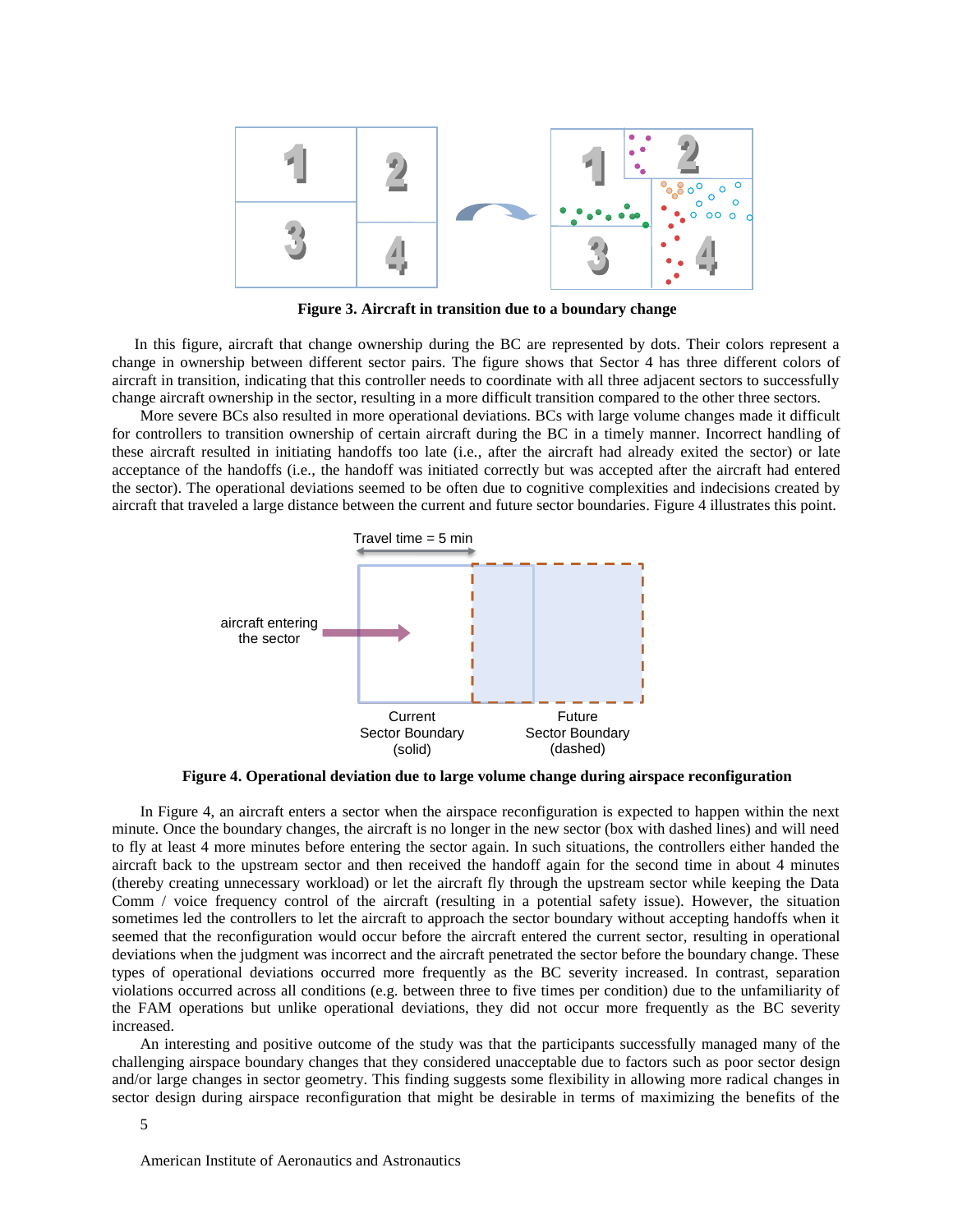**Figure 3. Aircraft in transition due to a boundary change**

In this figure, aircraft that change ownership during the BC are represented by dots. Their colors represent a change in ownership between different sector pairs. The figure shows that Sector 4 has three different colors of aircraft in transition, indicating that this controller needs to coordinate with all three adjacent sectors to successfully change aircraft ownership in the sector, resulting in a more difficult transition compared to the other three sectors.

More severe BCs also resulted in more operational deviations. BCs with large volume changes made it difficult for controllers to transition ownership of certain aircraft during the BC in a timely manner. Incorrect handling of these aircraft resulted in initiating handoffs too late (i.e., after the aircraft had already exited the sector) or late acceptance of the handoffs (i.e., the handoff was initiated correctly but was accepted after the aircraft had entered the sector). The operational deviations seemed to be often due to cognitive complexities and indecisions created by aircraft that traveled a large distance between the current and future sector boundaries. Figure 4 illustrates this point.

Travel time = 5 min

aircraft entering the sector

Current Sector Boundary (solid)

Future Sector Boundary (dashed)

**Figure 4. Operational deviation due to large volume change during airspace reconfiguration**

In Figure 4, an aircraft enters a sector when the airspace reconfiguration is expected to happen within the next minute. Once the boundary changes, the aircraft is no longer in the new sector (box with dashed lines) and will need to fly at least 4 more minutes before entering the sector again. In such situations, the controllers either handed the aircraft back to the upstream sector and then received the handoff again for the second time in about 4 minutes (thereby creating unnecessary workload) or let the aircraft fly through the upstream sector while keeping the Data Comm / voice frequency control of the aircraft (resulting in a potential safety issue). However, the situation sometimes led the controllers to let the aircraft to approach the sector boundary without accepting handoffs when it seemed that the reconfiguration would occur before the aircraft entered the current sector, resulting in operational deviations when the judgment was incorrect and the aircraft penetrated the sector before the boundary change. These types of operational deviations occurred more frequently as the BC severity increased. In contrast, separation violations occurred across all conditions (e.g. between three to five times per condition) due to the unfamiliarity of the FAM operations but unlike operational deviations, they did not occur more frequently as the BC severity increased.

An interesting and positive outcome of the study was that the participants successfully managed many of the challenging airspace boundary changes that they considered unacceptable due to factors such as poor sector design and/or large changes in sector geometry. This finding suggests some flexibility in allowing more radical changes in sector design during airspace reconfiguration that might be desirable in terms of maximizing the benefits of the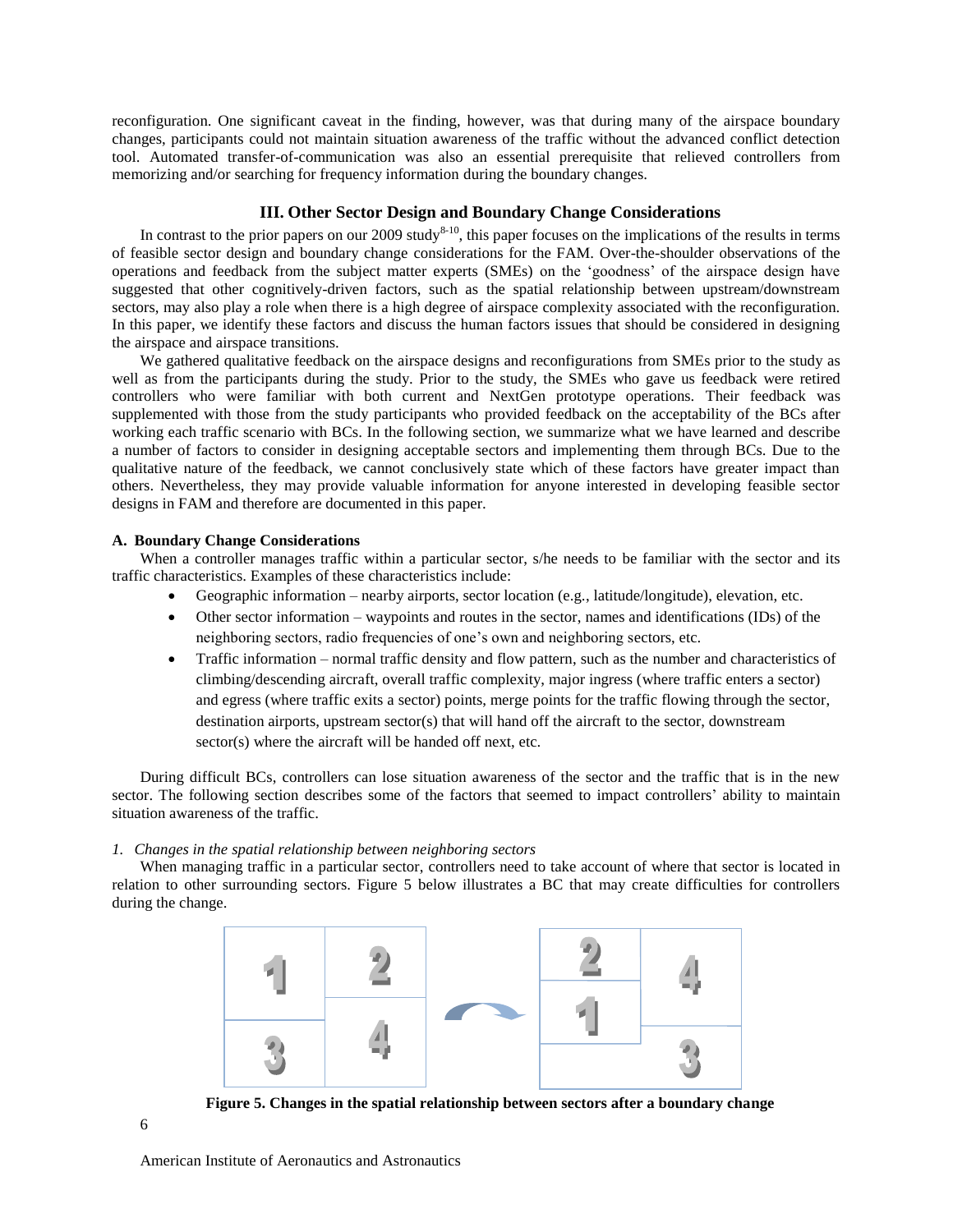reconfiguration. One significant caveat in the finding, however, was that during many of the airspace boundary changes, participants could not maintain situation awareness of the traffic without the advanced conflict detection tool. Automated transfer-of-communication was also an essential prerequisite that relieved controllers from memorizing and/or searching for frequency information during the boundary changes.

## III. Other Sector Design and Boundary Change Considerations

In contrast to the prior papers on our 2009 study[8-10], this paper focuses on the implications of the results in terms of feasible sector design and boundary change considerations for the FAM. Over-the-shoulder observations of the operations and feedback from the subject matter experts (SMEs) on the 'goodness' of the airspace design have suggested that other cognitively-driven factors, such as the spatial relationship between upstream/downstream sectors, may also play a role when there is a high degree of airspace complexity associated with the reconfiguration. In this paper, we identify these factors and discuss the human factors issues that should be considered in designing the airspace and airspace transitions.

We gathered qualitative feedback on the airspace designs and reconfigurations from SMEs prior to the study as well as from the participants during the study. Prior to the study, the SMEs who gave us feedback were retired controllers who were familiar with both current and NextGen prototype operations. Their feedback was supplemented with those from the study participants who provided feedback on the acceptability of the BCs after working each traffic scenario with BCs. In the following section, we summarize what we have learned and describe a number of factors to consider in designing acceptable sectors and implementing them through BCs. Due to the qualitative nature of the feedback, we cannot conclusively state which of these factors have greater impact than others. Nevertheless, they may provide valuable information for anyone interested in developing feasible sector designs in FAM and therefore are documented in this paper.

### A. Boundary Change Considerations

When a controller manages traffic within a particular sector, s/he needs to be familiar with the sector and its traffic characteristics. Examples of these characteristics include:

- Geographic information – nearby airports, sector location (e.g., latitude/longitude), elevation, etc.
- Other sector information – waypoints and routes in the sector, names and identifications (IDs) of the neighboring sectors, radio frequencies of one's own and neighboring sectors, etc.
- Traffic information – normal traffic density and flow pattern, such as the number and characteristics of climbing/descending aircraft, overall traffic complexity, major ingress (where traffic enters a sector) and egress (where traffic exits a sector) points, merge points for the traffic flowing through the sector, destination airports, upstream sector(s) that will hand off the aircraft to the sector, downstream sector(s) where the aircraft will be handed off next, etc.

During difficult BCs, controllers can lose situation awareness of the sector and the traffic that is in the new sector. The following section describes some of the factors that seemed to impact controllers' ability to maintain situation awareness of the traffic.

#### *1. Changes in the spatial relationship between neighboring sectors*

When managing traffic in a particular sector, controllers need to take account of where that sector is located in relation to other surrounding sectors. Figure 5 below illustrates a BC that may create difficulties for controllers during the change.

1
2
3
4

2
4
1
3

**Figure 5. Changes in the spatial relationship between sectors after a boundary change**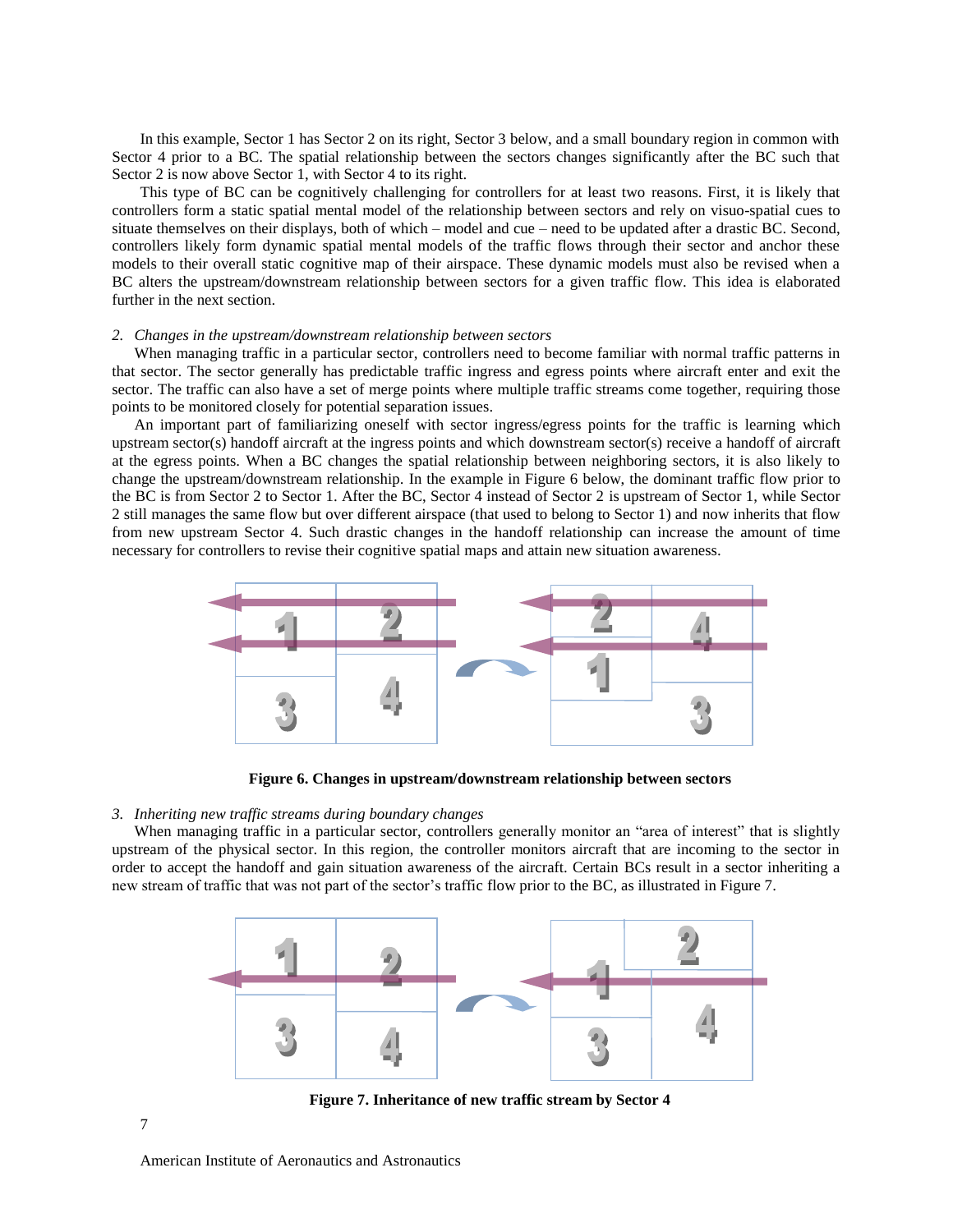In this example, Sector 1 has Sector 2 on its right, Sector 3 below, and a small boundary region in common with Sector 4 prior to a BC. The spatial relationship between the sectors changes significantly after the BC such that Sector 2 is now above Sector 1, with Sector 4 to its right.

This type of BC can be cognitively challenging for controllers for at least two reasons. First, it is likely that controllers form a static spatial mental model of the relationship between sectors and rely on visuo-spatial cues to situate themselves on their displays, both of which – model and cue – need to be updated after a drastic BC. Second, controllers likely form dynamic spatial mental models of the traffic flows through their sector and anchor these models to their overall static cognitive map of their airspace. These dynamic models must also be revised when a BC alters the upstream/downstream relationship between sectors for a given traffic flow. This idea is elaborated further in the next section.

*2. Changes in the upstream/downstream relationship between sectors*

When managing traffic in a particular sector, controllers need to become familiar with normal traffic patterns in that sector. The sector generally has predictable traffic ingress and egress points where aircraft enter and exit the sector. The traffic can also have a set of merge points where multiple traffic streams come together, requiring those points to be monitored closely for potential separation issues.

An important part of familiarizing oneself with sector ingress/egress points for the traffic is learning which upstream sector(s) handoff aircraft at the ingress points and which downstream sector(s) receive a handoff of aircraft at the egress points. When a BC changes the spatial relationship between neighboring sectors, it is also likely to change the upstream/downstream relationship. In the example in Figure 6 below, the dominant traffic flow prior to the BC is from Sector 2 to Sector 1. After the BC, Sector 4 instead of Sector 2 is upstream of Sector 1, while Sector 2 still manages the same flow but over different airspace (that used to belong to Sector 1) and now inherits that flow from new upstream Sector 4. Such drastic changes in the handoff relationship can increase the amount of time necessary for controllers to revise their cognitive spatial maps and attain new situation awareness.

**Figure 6. Changes in upstream/downstream relationship between sectors**

*3. Inheriting new traffic streams during boundary changes*

When managing traffic in a particular sector, controllers generally monitor an "area of interest" that is slightly upstream of the physical sector. In this region, the controller monitors aircraft that are incoming to the sector in order to accept the handoff and gain situation awareness of the aircraft. Certain BCs result in a sector inheriting a new stream of traffic that was not part of the sector's traffic flow prior to the BC, as illustrated in Figure 7.

**Figure 7. Inheritance of new traffic stream by Sector 4**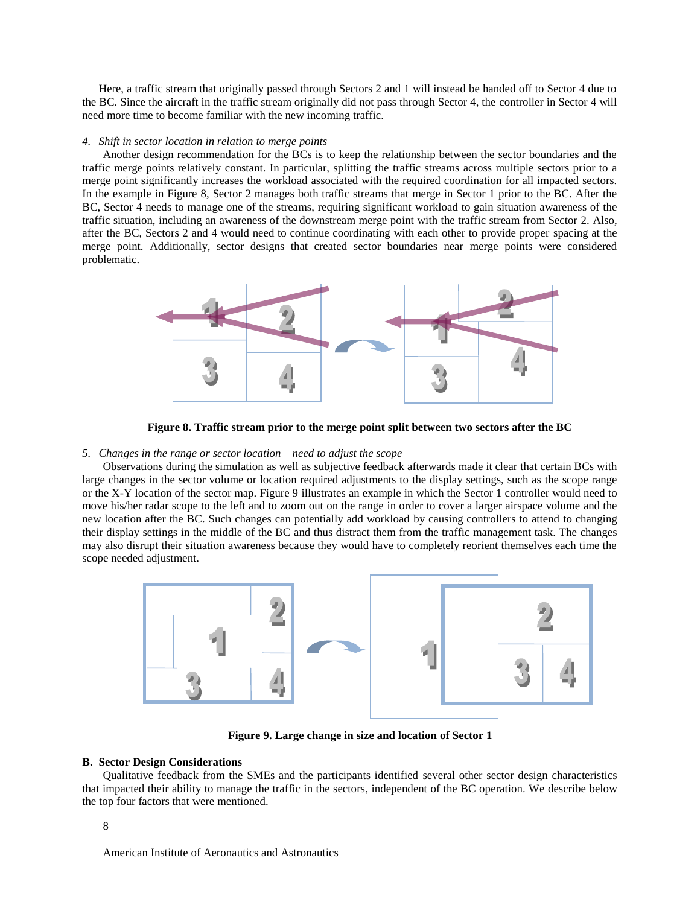Here, a traffic stream that originally passed through Sectors 2 and 1 will instead be handed off to Sector 4 due to the BC. Since the aircraft in the traffic stream originally did not pass through Sector 4, the controller in Sector 4 will need more time to become familiar with the new incoming traffic.

*4. Shift in sector location in relation to merge points*

Another design recommendation for the BCs is to keep the relationship between the sector boundaries and the traffic merge points relatively constant. In particular, splitting the traffic streams across multiple sectors prior to a merge point significantly increases the workload associated with the required coordination for all impacted sectors. In the example in Figure 8, Sector 2 manages both traffic streams that merge in Sector 1 prior to the BC. After the BC, Sector 4 needs to manage one of the streams, requiring significant workload to gain situation awareness of the traffic situation, including an awareness of the downstream merge point with the traffic stream from Sector 2. Also, after the BC, Sectors 2 and 4 would need to continue coordinating with each other to provide proper spacing at the merge point. Additionally, sector designs that created sector boundaries near merge points were considered problematic.

**Figure 8. Traffic stream prior to the merge point split between two sectors after the BC**

*5. Changes in the range or sector location – need to adjust the scope*

Observations during the simulation as well as subjective feedback afterwards made it clear that certain BCs with large changes in the sector volume or location required adjustments to the display settings, such as the scope range or the X-Y location of the sector map. Figure 9 illustrates an example in which the Sector 1 controller would need to move his/her radar scope to the left and to zoom out on the range in order to cover a larger airspace volume and the new location after the BC. Such changes can potentially add workload by causing controllers to attend to changing their display settings in the middle of the BC and thus distract them from the traffic management task. The changes may also disrupt their situation awareness because they would have to completely reorient themselves each time the scope needed adjustment.

**Figure 9. Large change in size and location of Sector 1**

## B. Sector Design Considerations

Qualitative feedback from the SMEs and the participants identified several other sector design characteristics that impacted their ability to manage the traffic in the sectors, independent of the BC operation. We describe below the top four factors that were mentioned.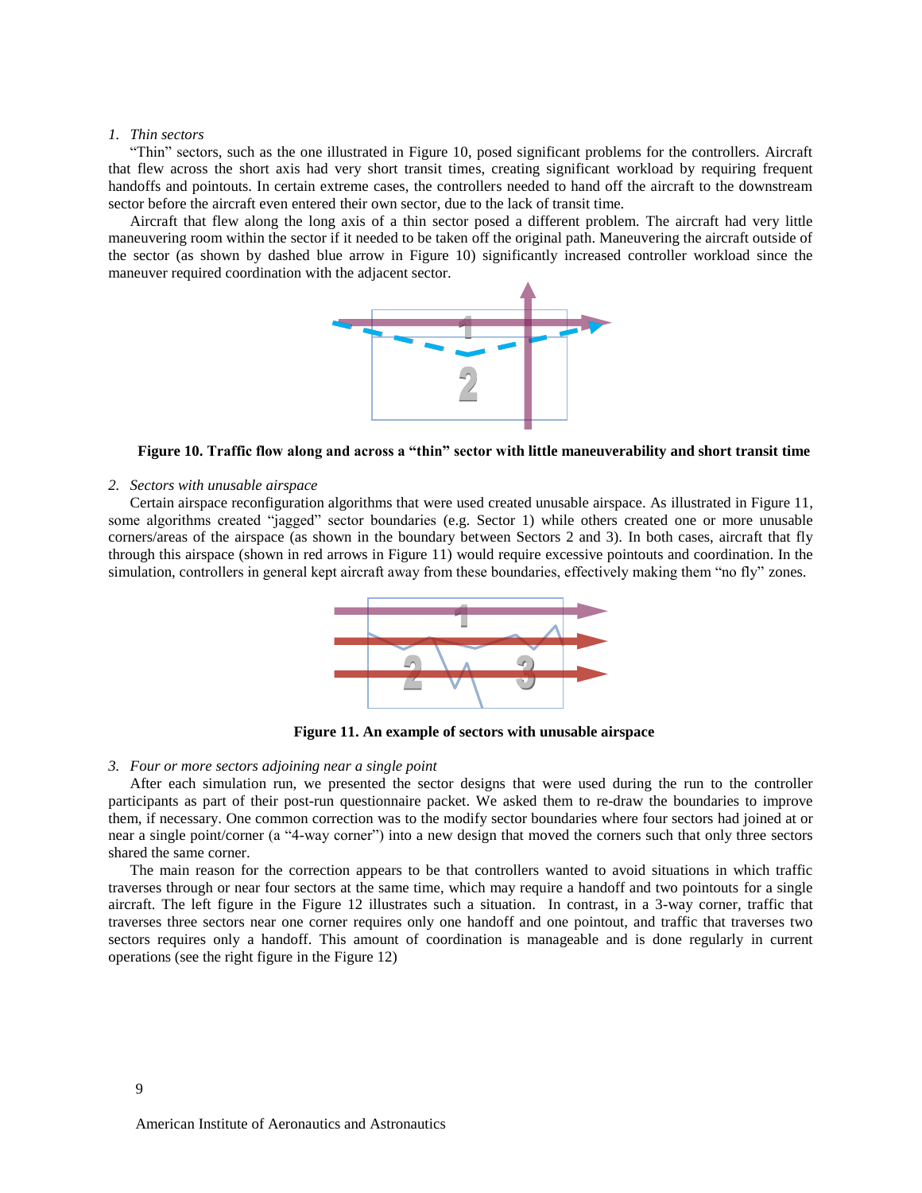*1. Thin sectors*

"Thin" sectors, such as the one illustrated in Figure 10, posed significant problems for the controllers. Aircraft that flew across the short axis had very short transit times, creating significant workload by requiring frequent handoffs and pointouts. In certain extreme cases, the controllers needed to hand off the aircraft to the downstream sector before the aircraft even entered their own sector, due to the lack of transit time.

Aircraft that flew along the long axis of a thin sector posed a different problem. The aircraft had very little maneuvering room within the sector if it needed to be taken off the original path. Maneuvering the aircraft outside of the sector (as shown by dashed blue arrow in Figure 10) significantly increased controller workload since the maneuver required coordination with the adjacent sector.

**Figure 10. Traffic flow along and across a "thin" sector with little maneuverability and short transit time**

*2. Sectors with unusable airspace*

Certain airspace reconfiguration algorithms that were used created unusable airspace. As illustrated in Figure 11, some algorithms created "jagged" sector boundaries (e.g. Sector 1) while others created one or more unusable corners/areas of the airspace (as shown in the boundary between Sectors 2 and 3). In both cases, aircraft that fly through this airspace (shown in red arrows in Figure 11) would require excessive pointouts and coordination. In the simulation, controllers in general kept aircraft away from these boundaries, effectively making them "no fly" zones.

**Figure 11. An example of sectors with unusable airspace**

*3. Four or more sectors adjoining near a single point*

After each simulation run, we presented the sector designs that were used during the run to the controller participants as part of their post-run questionnaire packet. We asked them to re-draw the boundaries to improve them, if necessary. One common correction was to the modify sector boundaries where four sectors had joined at or near a single point/corner (a "4-way corner") into a new design that moved the corners such that only three sectors shared the same corner.

The main reason for the correction appears to be that controllers wanted to avoid situations in which traffic traverses through or near four sectors at the same time, which may require a handoff and two pointouts for a single aircraft. The left figure in the Figure 12 illustrates such a situation. In contrast, in a 3-way corner, traffic that traverses three sectors near one corner requires only one handoff and one pointout, and traffic that traverses two sectors requires only a handoff. This amount of coordination is manageable and is done regularly in current operations (see the right figure in the Figure 12)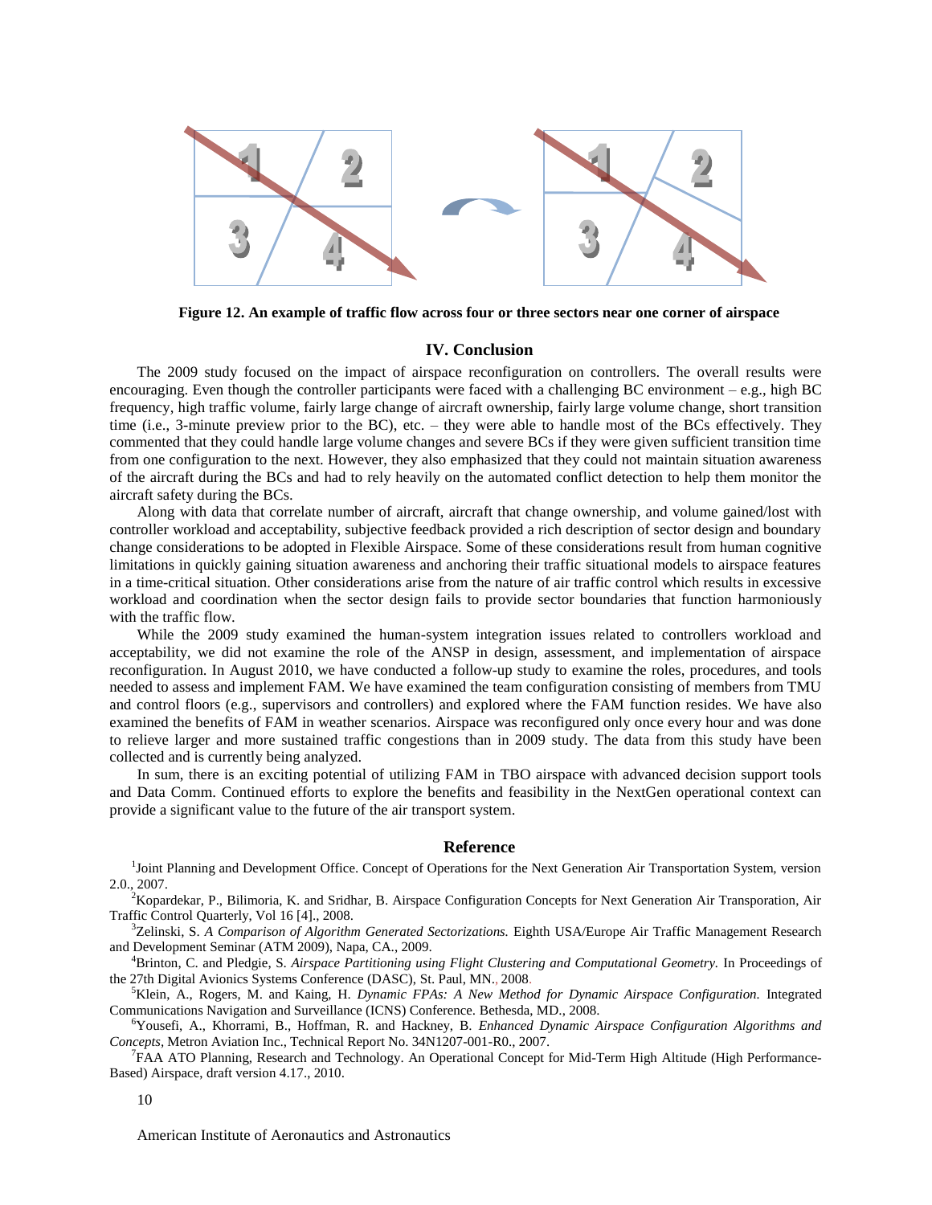1 2 3 4

1 2 3 4

**Figure 12. An example of traffic flow across four or three sectors near one corner of airspace**

## IV. Conclusion

The 2009 study focused on the impact of airspace reconfiguration on controllers. The overall results were encouraging. Even though the controller participants were faced with a challenging BC environment – e.g., high BC frequency, high traffic volume, fairly large change of aircraft ownership, fairly large volume change, short transition time (i.e., 3-minute preview prior to the BC), etc. – they were able to handle most of the BCs effectively. They commented that they could handle large volume changes and severe BCs if they were given sufficient transition time from one configuration to the next. However, they also emphasized that they could not maintain situation awareness of the aircraft during the BCs and had to rely heavily on the automated conflict detection to help them monitor the aircraft safety during the BCs.

Along with data that correlate number of aircraft, aircraft that change ownership, and volume gained/lost with controller workload and acceptability, subjective feedback provided a rich description of sector design and boundary change considerations to be adopted in Flexible Airspace. Some of these considerations result from human cognitive limitations in quickly gaining situation awareness and anchoring their traffic situational models to airspace features in a time-critical situation. Other considerations arise from the nature of air traffic control which results in excessive workload and coordination when the sector design fails to provide sector boundaries that function harmoniously with the traffic flow.

While the 2009 study examined the human-system integration issues related to controllers workload and acceptability, we did not examine the role of the ANSP in design, assessment, and implementation of airspace reconfiguration. In August 2010, we have conducted a follow-up study to examine the roles, procedures, and tools needed to assess and implement FAM. We have examined the team configuration consisting of members from TMU and control floors (e.g., supervisors and controllers) and explored where the FAM function resides. We have also examined the benefits of FAM in weather scenarios. Airspace was reconfigured only once every hour and was done to relieve larger and more sustained traffic congestions than in 2009 study. The data from this study have been collected and is currently being analyzed.

In sum, there is an exciting potential of utilizing FAM in TBO airspace with advanced decision support tools and Data Comm. Continued efforts to explore the benefits and feasibility in the NextGen operational context can provide a significant value to the future of the air transport system.

## Reference

[1]Joint Planning and Development Office. Concept of Operations for the Next Generation Air Transportation System, version 2.0., 2007.

[2]Kopardekar, P., Bilimoria, K. and Sridhar, B. Airspace Configuration Concepts for Next Generation Air Transporation, Air Traffic Control Quarterly, Vol 16 [4]., 2008.

[3]Zelinski, S. *A Comparison of Algorithm Generated Sectorizations.* Eighth USA/Europe Air Traffic Management Research and Development Seminar (ATM 2009), Napa, CA., 2009.

[4]Brinton, C. and Pledgie, S. *Airspace Partitioning using Flight Clustering and Computational Geometry.* In Proceedings of the 27th Digital Avionics Systems Conference (DASC), St. Paul, MN., 2008.

[5]Klein, A., Rogers, M. and Kaing, H. *Dynamic FPAs: A New Method for Dynamic Airspace Configuration.* Integrated Communications Navigation and Surveillance (ICNS) Conference. Bethesda, MD., 2008.

[6]Yousefi, A., Khorrami, B., Hoffman, R. and Hackney, B. *Enhanced Dynamic Airspace Configuration Algorithms and Concepts*, Metron Aviation Inc., Technical Report No. 34N1207-001-R0., 2007.

[7]FAA ATO Planning, Research and Technology. An Operational Concept for Mid-Term High Altitude (High Performance-Based) Airspace, draft version 4.17., 2010.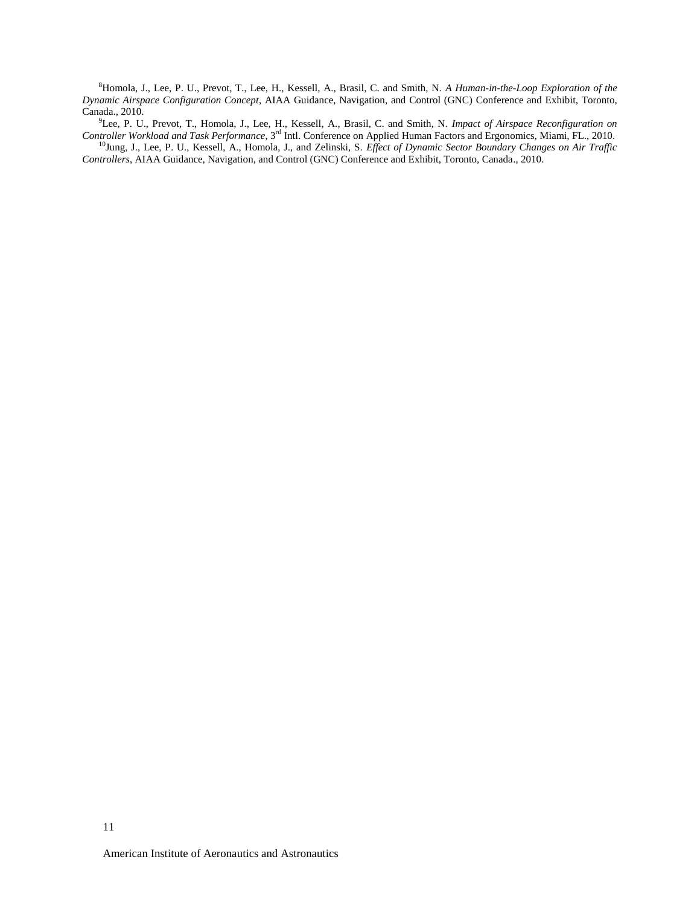[8]Homola, J., Lee, P. U., Prevot, T., Lee, H., Kessell, A., Brasil, C. and Smith, N. *A Human-in-the-Loop Exploration of the Dynamic Airspace Configuration Concept*, AIAA Guidance, Navigation, and Control (GNC) Conference and Exhibit, Toronto, Canada., 2010.

[9]Lee, P. U., Prevot, T., Homola, J., Lee, H., Kessell, A., Brasil, C. and Smith, N. *Impact of Airspace Reconfiguration on Controller Workload and Task Performance*, 3rd Intl. Conference on Applied Human Factors and Ergonomics, Miami, FL., 2010.

[10]Jung, J., Lee, P. U., Kessell, A., Homola, J., and Zelinski, S. *Effect of Dynamic Sector Boundary Changes on Air Traffic Controllers*, AIAA Guidance, Navigation, and Control (GNC) Conference and Exhibit, Toronto, Canada., 2010.